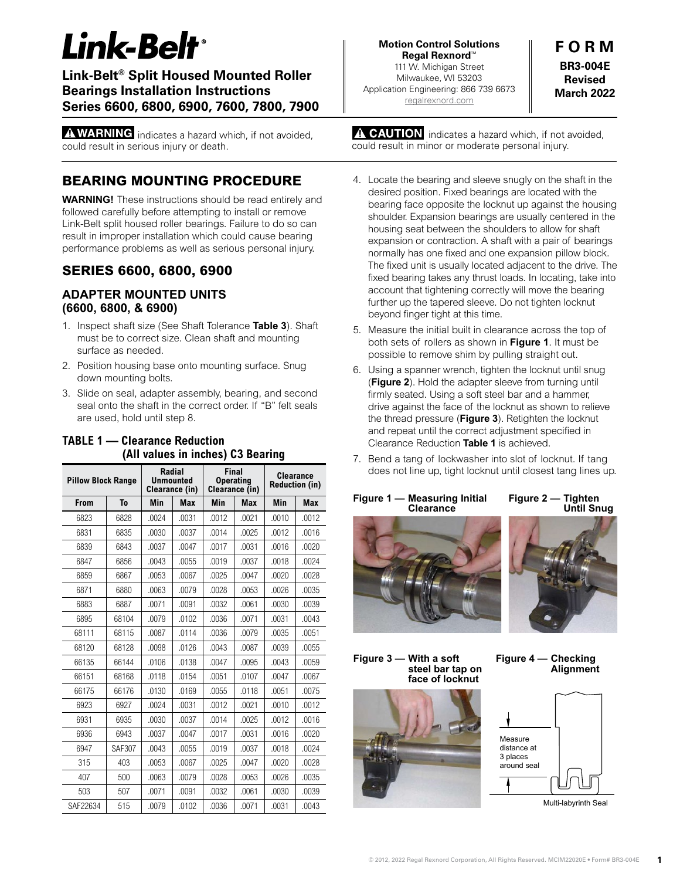# Link-Belt®

**Link-Belt® Split Housed Mounted Roller Bearings Installation Instructions Series 6600, 6800, 6900, 7600, 7800, 7900**

**Motion Control Solutions**
**Regal Rexnord™**
111 W. Michigan Street
Milwaukee, WI 53203
Application Engineering: 866 739 6673
regalrexnord.com

**FORM**
**BR3-004E**
**Revised**
**March 2022**

**⚠ WARNING** indicates a hazard which, if not avoided, could result in serious injury or death.

**⚠ CAUTION** indicates a hazard which, if not avoided, could result in minor or moderate personal injury.

## BEARING MOUNTING PROCEDURE

**WARNING!** These instructions should be read entirely and followed carefully before attempting to install or remove Link-Belt split housed roller bearings. Failure to do so can result in improper installation which could cause bearing performance problems as well as serious personal injury.

## SERIES 6600, 6800, 6900

### ADAPTER MOUNTED UNITS (6600, 6800, & 6900)

1. Inspect shaft size (See Shaft Tolerance **Table 3**). Shaft must be to correct size. Clean shaft and mounting surface as needed.
2. Position housing base onto mounting surface. Snug down mounting bolts.
3. Slide on seal, adapter assembly, bearing, and second seal onto the shaft in the correct order. If "B" felt seals are used, hold until step 8.

**TABLE 1 — Clearance Reduction (All values in inches) C3 Bearing**

| Pillow Block Range | | Radial Unmounted Clearance (in) | | Final Operating Clearance (in) | | Clearance Reduction (in) | |
|---|---|---|---|---|---|---|---|
| From | To | Min | Max | Min | Max | Min | Max |
| 6823 | 6828 | .0024 | .0031 | .0012 | .0021 | .0010 | .0012 |
| 6831 | 6835 | .0030 | .0037 | .0014 | .0025 | .0012 | .0016 |
| 6839 | 6843 | .0037 | .0047 | .0017 | .0031 | .0016 | .0020 |
| 6847 | 6856 | .0043 | .0055 | .0019 | .0037 | .0018 | .0024 |
| 6859 | 6867 | .0053 | .0067 | .0025 | .0047 | .0020 | .0028 |
| 6871 | 6880 | .0063 | .0079 | .0028 | .0053 | .0026 | .0035 |
| 6883 | 6887 | .0071 | .0091 | .0032 | .0061 | .0030 | .0039 |
| 6895 | 68104 | .0079 | .0102 | .0036 | .0071 | .0031 | .0043 |
| 68111 | 68115 | .0087 | .0114 | .0036 | .0079 | .0035 | .0051 |
| 68120 | 68128 | .0098 | .0126 | .0043 | .0087 | .0039 | .0055 |
| 66135 | 66144 | .0106 | .0138 | .0047 | .0095 | .0043 | .0059 |
| 66151 | 68168 | .0118 | .0154 | .0051 | .0107 | .0047 | .0067 |
| 66175 | 66176 | .0130 | .0169 | .0055 | .0118 | .0051 | .0075 |
| 6923 | 6927 | .0024 | .0031 | .0012 | .0021 | .0010 | .0012 |
| 6931 | 6935 | .0030 | .0037 | .0014 | .0025 | .0012 | .0016 |
| 6936 | 6943 | .0037 | .0047 | .0017 | .0031 | .0016 | .0020 |
| 6947 | SAF307 | .0043 | .0055 | .0019 | .0037 | .0018 | .0024 |
| 315 | 403 | .0053 | .0067 | .0025 | .0047 | .0020 | .0028 |
| 407 | 500 | .0063 | .0079 | .0028 | .0053 | .0026 | .0035 |
| 503 | 507 | .0071 | .0091 | .0032 | .0061 | .0030 | .0039 |
| SAF22634 | 515 | .0079 | .0102 | .0036 | .0071 | .0031 | .0043 |

4. Locate the bearing and sleeve snugly on the shaft in the desired position. Fixed bearings are located with the bearing face opposite the locknut up against the housing shoulder. Expansion bearings are usually centered in the housing seat between the shoulders to allow for shaft expansion or contraction. A shaft with a pair of bearings normally has one fixed and one expansion pillow block. The fixed unit is usually located adjacent to the drive. The fixed bearing takes any thrust loads. In locating, take into account that tightening correctly will move the bearing further up the tapered sleeve. Do not tighten locknut beyond finger tight at this time.
5. Measure the initial built in clearance across the top of both sets of rollers as shown in **Figure 1**. It must be possible to remove shim by pulling straight out.
6. Using a spanner wrench, tighten the locknut until snug (**Figure 2**). Hold the adapter sleeve from turning until firmly seated. Using a soft steel bar and a hammer, drive against the face of the locknut as shown to relieve the thread pressure (**Figure 3**). Retighten the locknut and repeat until the correct adjustment specified in Clearance Reduction **Table 1** is achieved.
7. Bend a tang of lockwasher into slot of locknut. If tang does not line up, tight locknut until closest tang lines up.

**Figure 1 — Measuring Initial Clearance**

**Figure 2 — Tighten Until Snug**

**Figure 3 — With a soft steel bar tap on face of locknut**

**Figure 4 — Checking Alignment**

Measure distance at 3 places around seal

Multi-labyrinth Seal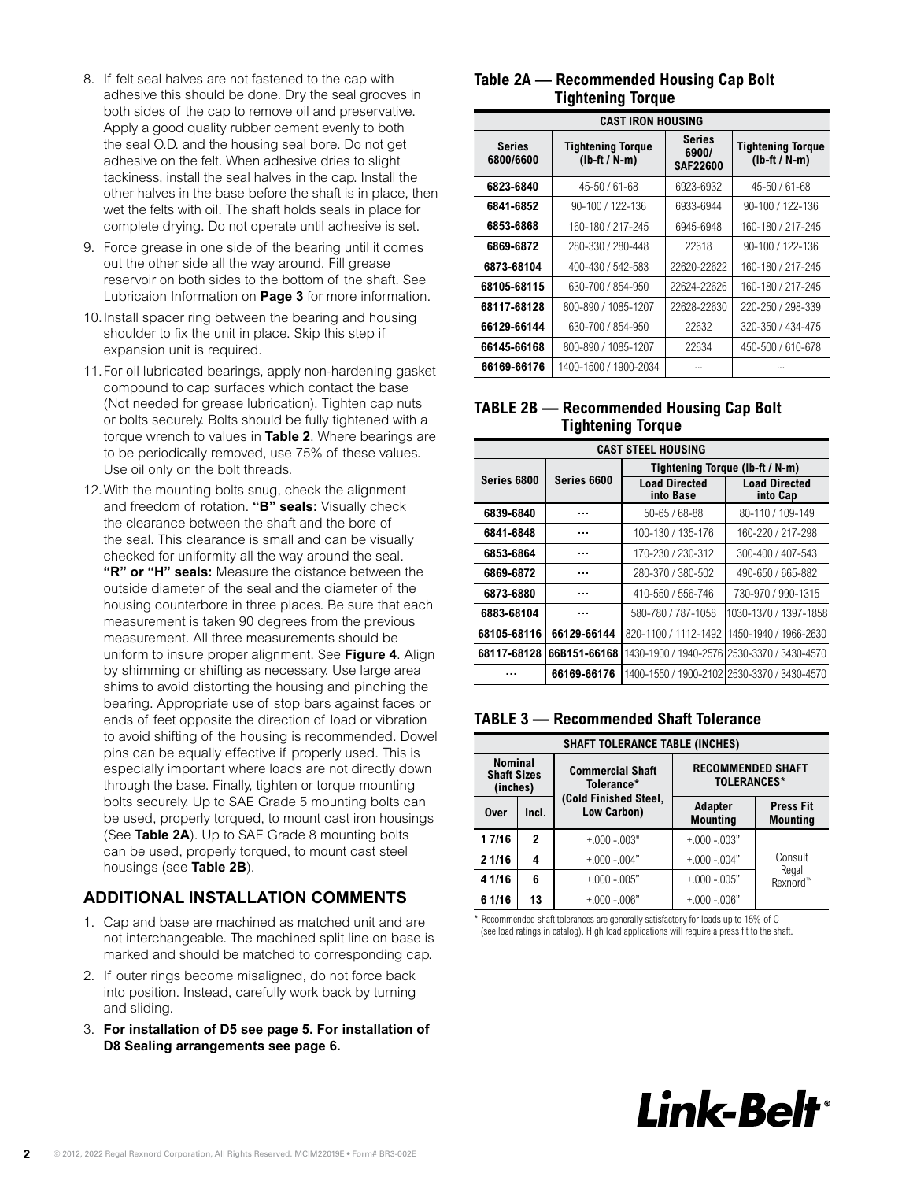8. If felt seal halves are not fastened to the cap with adhesive this should be done. Dry the seal grooves in both sides of the cap to remove oil and preservative. Apply a good quality rubber cement evenly to both the seal O.D. and the housing seal bore. Do not get adhesive on the felt. When adhesive dries to slight tackiness, install the seal halves in the cap. Install the other halves in the base before the shaft is in place, then wet the felts with oil. The shaft holds seals in place for complete drying. Do not operate until adhesive is set.
9. Force grease in one side of the bearing until it comes out the other side all the way around. Fill grease reservoir on both sides to the bottom of the shaft. See Lubricaion Information on **Page 3** for more information.
10. Install spacer ring between the bearing and housing shoulder to fix the unit in place. Skip this step if expansion unit is required.
11. For oil lubricated bearings, apply non-hardening gasket compound to cap surfaces which contact the base (Not needed for grease lubrication). Tighten cap nuts or bolts securely. Bolts should be fully tightened with a torque wrench to values in **Table 2**. Where bearings are to be periodically removed, use 75% of these values. Use oil only on the bolt threads.
12. With the mounting bolts snug, check the alignment and freedom of rotation. **"B" seals:** Visually check the clearance between the shaft and the bore of the seal. This clearance is small and can be visually checked for uniformity all the way around the seal. **"R" or "H" seals:** Measure the distance between the outside diameter of the seal and the diameter of the housing counterbore in three places. Be sure that each measurement is taken 90 degrees from the previous measurement. All three measurements should be uniform to insure proper alignment. See **Figure 4**. Align by shimming or shifting as necessary. Use large area shims to avoid distorting the housing and pinching the bearing. Appropriate use of stop bars against faces or ends of feet opposite the direction of load or vibration to avoid shifting of the housing is recommended. Dowel pins can be equally effective if properly used. This is especially important where loads are not directly down through the base. Finally, tighten or torque mounting bolts securely. Up to SAE Grade 5 mounting bolts can be used, properly torqued, to mount cast iron housings (See **Table 2A**). Up to SAE Grade 8 mounting bolts can be used, properly torqued, to mount cast steel housings (see **Table 2B**).

## ADDITIONAL INSTALLATION COMMENTS

1. Cap and base are machined as matched unit and are not interchangeable. The machined split line on base is marked and should be matched to corresponding cap.
2. If outer rings become misaligned, do not force back into position. Instead, carefully work back by turning and sliding.
3. **For installation of D5 see page 5. For installation of D8 Sealing arrangements see page 6.**

### Table 2A — Recommended Housing Cap Bolt Tightening Torque

| CAST IRON HOUSING | | | |
|---|---|---|---|
| **Series 6800/6600** | **Tightening Torque (lb-ft / N-m)** | **Series 6900/ SAF22600** | **Tightening Torque (lb-ft / N-m)** |
| **6823-6840** | 45-50 / 61-68 | 6923-6932 | 45-50 / 61-68 |
| **6841-6852** | 90-100 / 122-136 | 6933-6944 | 90-100 / 122-136 |
| **6853-6868** | 160-180 / 217-245 | 6945-6948 | 160-180 / 217-245 |
| **6869-6872** | 280-330 / 280-448 | 22618 | 90-100 / 122-136 |
| **6873-68104** | 400-430 / 542-583 | 22620-22622 | 160-180 / 217-245 |
| **68105-68115** | 630-700 / 854-950 | 22624-22626 | 160-180 / 217-245 |
| **68117-68128** | 800-890 / 1085-1207 | 22628-22630 | 220-250 / 298-339 |
| **66129-66144** | 630-700 / 854-950 | 22632 | 320-350 / 434-475 |
| **66145-66168** | 800-890 / 1085-1207 | 22634 | 450-500 / 610-678 |
| **66169-66176** | 1400-1500 / 1900-2034 | ... | ... |

### TABLE 2B — Recommended Housing Cap Bolt Tightening Torque

| CAST STEEL HOUSING | | | |
|---|---|---|---|
| **Series 6800** | **Series 6600** | **Tightening Torque (lb-ft / N-m)** | |
| | | **Load Directed into Base** | **Load Directed into Cap** |
| **6839-6840** | ... | 50-65 / 68-88 | 80-110 / 109-149 |
| **6841-6848** | ... | 100-130 / 135-176 | 160-220 / 217-298 |
| **6853-6864** | ... | 170-230 / 230-312 | 300-400 / 407-543 |
| **6869-6872** | ... | 280-370 / 380-502 | 490-650 / 665-882 |
| **6873-6880** | ... | 410-550 / 556-746 | 730-970 / 990-1315 |
| **6883-68104** | ... | 580-780 / 787-1058 | 1030-1370 / 1397-1858 |
| **68105-68116** | **66129-66144** | 820-1100 / 1112-1492 | 1450-1940 / 1966-2630 |
| **68117-68128** | **66B151-66168** | 1430-1900 / 1940-2576 | 2530-3370 / 3430-4570 |
| ... | **66169-66176** | 1400-1550 / 1900-2102 | 2530-3370 / 3430-4570 |

### TABLE 3 — Recommended Shaft Tolerance

| SHAFT TOLERANCE TABLE (INCHES) | | | | |
|---|---|---|---|---|
| **Nominal Shaft Sizes (inches)** | | **Commercial Shaft Tolerance* (Cold Finished Steel, Low Carbon)** | **RECOMMENDED SHAFT TOLERANCES*** | |
| **Over** | **Incl.** | | **Adapter Mounting** | **Press Fit Mounting** |
| **1 7/16** | **2** | +.000 -.003" | +.000 -.003" | Consult Regal Rexnord™ |
| **2 1/16** | **4** | +.000 -.004" | +.000 -.004" | |
| **4 1/16** | **6** | +.000 -.005" | +.000 -.005" | |
| **6 1/16** | **13** | +.000 -.006" | +.000 -.006" | |

\* Recommended shaft tolerances are generally satisfactory for loads up to 15% of C (see load ratings in catalog). High load applications will require a press fit to the shaft.

Link-Belt®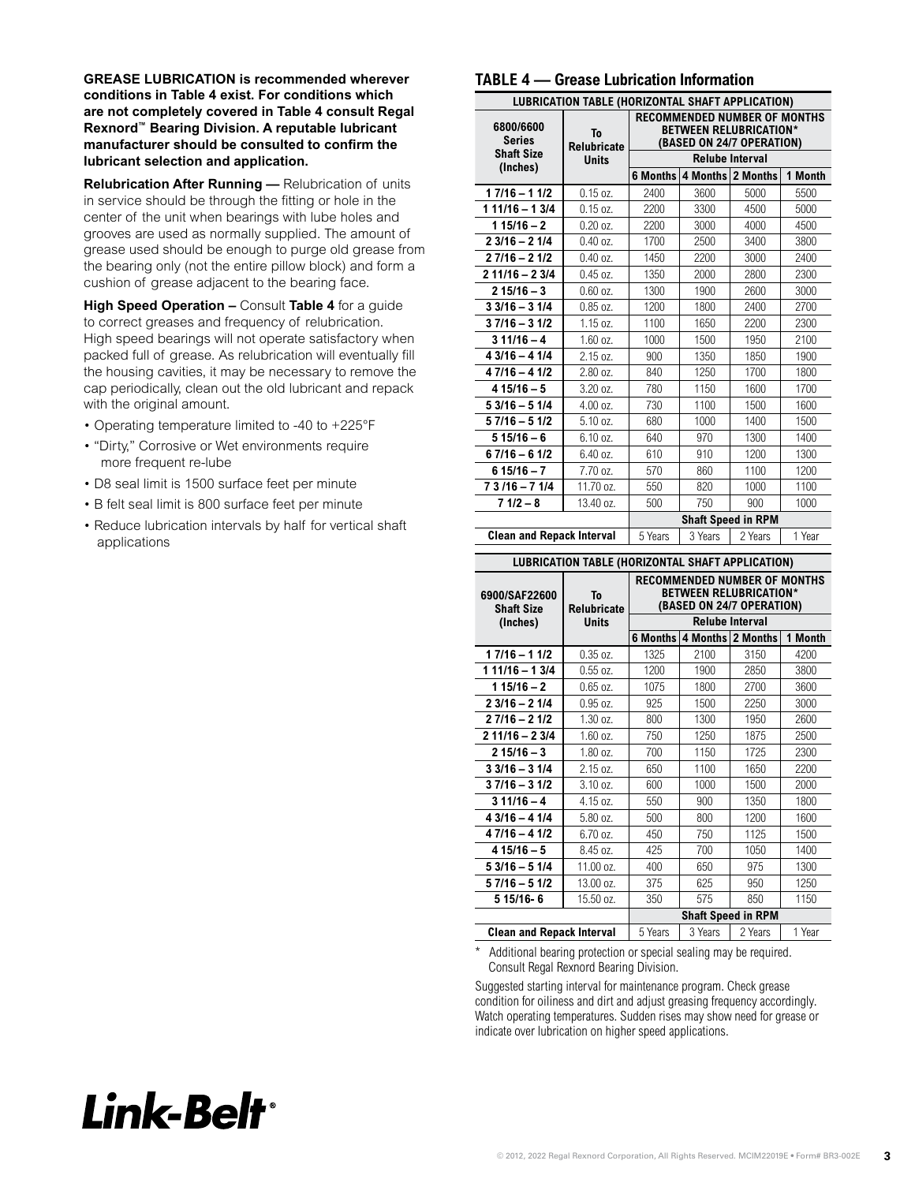**GREASE LUBRICATION is recommended wherever conditions in Table 4 exist. For conditions which are not completely covered in Table 4 consult Regal Rexnord™ Bearing Division. A reputable lubricant manufacturer should be consulted to confirm the lubricant selection and application.**

**Relubrication After Running —** Relubrication of units in service should be through the fitting or hole in the center of the unit when bearings with lube holes and grooves are used as normally supplied. The amount of grease used should be enough to purge old grease from the bearing only (not the entire pillow block) and form a cushion of grease adjacent to the bearing face.

**High Speed Operation –** Consult **Table 4** for a guide to correct greases and frequency of relubrication. High speed bearings will not operate satisfactory when packed full of grease. As relubrication will eventually fill the housing cavities, it may be necessary to remove the cap periodically, clean out the old lubricant and repack with the original amount.

- Operating temperature limited to -40 to +225°F
- "Dirty," Corrosive or Wet environments require more frequent re-lube
- D8 seal limit is 1500 surface feet per minute
- B felt seal limit is 800 surface feet per minute
- Reduce lubrication intervals by half for vertical shaft applications

## TABLE 4 — Grease Lubrication Information

**LUBRICATION TABLE (HORIZONTAL SHAFT APPLICATION)**

| 6800/6600 Series Shaft Size (Inches) | To Relubricate Units | RECOMMENDED NUMBER OF MONTHS BETWEEN RELUBRICATION* (BASED ON 24/7 OPERATION) Relube Interval | | | |
|---|---|---|---|---|---|
| | | 6 Months | 4 Months | 2 Months | 1 Month |
| 1 7/16 – 1 1/2 | 0.15 oz. | 2400 | 3600 | 5000 | 5500 |
| 1 11/16 – 1 3/4 | 0.15 oz. | 2200 | 3300 | 4500 | 5000 |
| 1 15/16 – 2 | 0.20 oz. | 2200 | 3000 | 4000 | 4500 |
| 2 3/16 – 2 1/4 | 0.40 oz. | 1700 | 2500 | 3400 | 3800 |
| 2 7/16 – 2 1/2 | 0.40 oz. | 1450 | 2200 | 3000 | 2400 |
| 2 11/16 – 2 3/4 | 0.45 oz. | 1350 | 2000 | 2800 | 2300 |
| 2 15/16 – 3 | 0.60 oz. | 1300 | 1900 | 2600 | 3000 |
| 3 3/16 – 3 1/4 | 0.85 oz. | 1200 | 1800 | 2400 | 2700 |
| 3 7/16 – 3 1/2 | 1.15 oz. | 1100 | 1650 | 2200 | 2300 |
| 3 11/16 – 4 | 1.60 oz. | 1000 | 1500 | 1950 | 2100 |
| 4 3/16 – 4 1/4 | 2.15 oz. | 900 | 1350 | 1850 | 1900 |
| 4 7/16 – 4 1/2 | 2.80 oz. | 840 | 1250 | 1700 | 1800 |
| 4 15/16 – 5 | 3.20 oz. | 780 | 1150 | 1600 | 1700 |
| 5 3/16 – 5 1/4 | 4.00 oz. | 730 | 1100 | 1500 | 1600 |
| 5 7/16 – 5 1/2 | 5.10 oz. | 680 | 1000 | 1400 | 1500 |
| 5 15/16 – 6 | 6.10 oz. | 640 | 970 | 1300 | 1400 |
| 6 7/16 – 6 1/2 | 6.40 oz. | 610 | 910 | 1200 | 1300 |
| 6 15/16 – 7 | 7.70 oz. | 570 | 860 | 1100 | 1200 |
| 7 3 /16 – 7 1/4 | 11.70 oz. | 550 | 820 | 1000 | 1100 |
| 7 1/2 – 8 | 13.40 oz. | 500 | 750 | 900 | 1000 |
| | | Shaft Speed in RPM | | | |
| Clean and Repack Interval | | 5 Years | 3 Years | 2 Years | 1 Year |

**LUBRICATION TABLE (HORIZONTAL SHAFT APPLICATION)**

| 6900/SAF22600 Shaft Size (Inches) | To Relubricate Units | RECOMMENDED NUMBER OF MONTHS BETWEEN RELUBRICATION* (BASED ON 24/7 OPERATION) Relube Interval | | | |
|---|---|---|---|---|---|
| | | 6 Months | 4 Months | 2 Months | 1 Month |
| 1 7/16 – 1 1/2 | 0.35 oz. | 1325 | 2100 | 3150 | 4200 |
| 1 11/16 – 1 3/4 | 0.55 oz. | 1200 | 1900 | 2850 | 3800 |
| 1 15/16 – 2 | 0.65 oz. | 1075 | 1800 | 2700 | 3600 |
| 2 3/16 – 2 1/4 | 0.95 oz. | 925 | 1500 | 2250 | 3000 |
| 2 7/16 – 2 1/2 | 1.30 oz. | 800 | 1300 | 1950 | 2600 |
| 2 11/16 – 2 3/4 | 1.60 oz. | 750 | 1250 | 1875 | 2500 |
| 2 15/16 – 3 | 1.80 oz. | 700 | 1150 | 1725 | 2300 |
| 3 3/16 – 3 1/4 | 2.15 oz. | 650 | 1100 | 1650 | 2200 |
| 3 7/16 – 3 1/2 | 3.10 oz. | 600 | 1000 | 1500 | 2000 |
| 3 11/16 – 4 | 4.15 oz. | 550 | 900 | 1350 | 1800 |
| 4 3/16 – 4 1/4 | 5.80 oz. | 500 | 800 | 1200 | 1600 |
| 4 7/16 – 4 1/2 | 6.70 oz. | 450 | 750 | 1125 | 1500 |
| 4 15/16 – 5 | 8.45 oz. | 425 | 700 | 1050 | 1400 |
| 5 3/16 – 5 1/4 | 11.00 oz. | 400 | 650 | 975 | 1300 |
| 5 7/16 – 5 1/2 | 13.00 oz. | 375 | 625 | 950 | 1250 |
| 5 15/16- 6 | 15.50 oz. | 350 | 575 | 850 | 1150 |
| | | Shaft Speed in RPM | | | |
| Clean and Repack Interval | | 5 Years | 3 Years | 2 Years | 1 Year |

\* Additional bearing protection or special sealing may be required. Consult Regal Rexnord Bearing Division.

Suggested starting interval for maintenance program. Check grease condition for oiliness and dirt and adjust greasing frequency accordingly. Watch operating temperatures. Sudden rises may show need for grease or indicate over lubrication on higher speed applications.

Link-Belt®

© 2012, 2022 Regal Rexnord Corporation, All Rights Reserved. MCIM22019E • Form# BR3-002E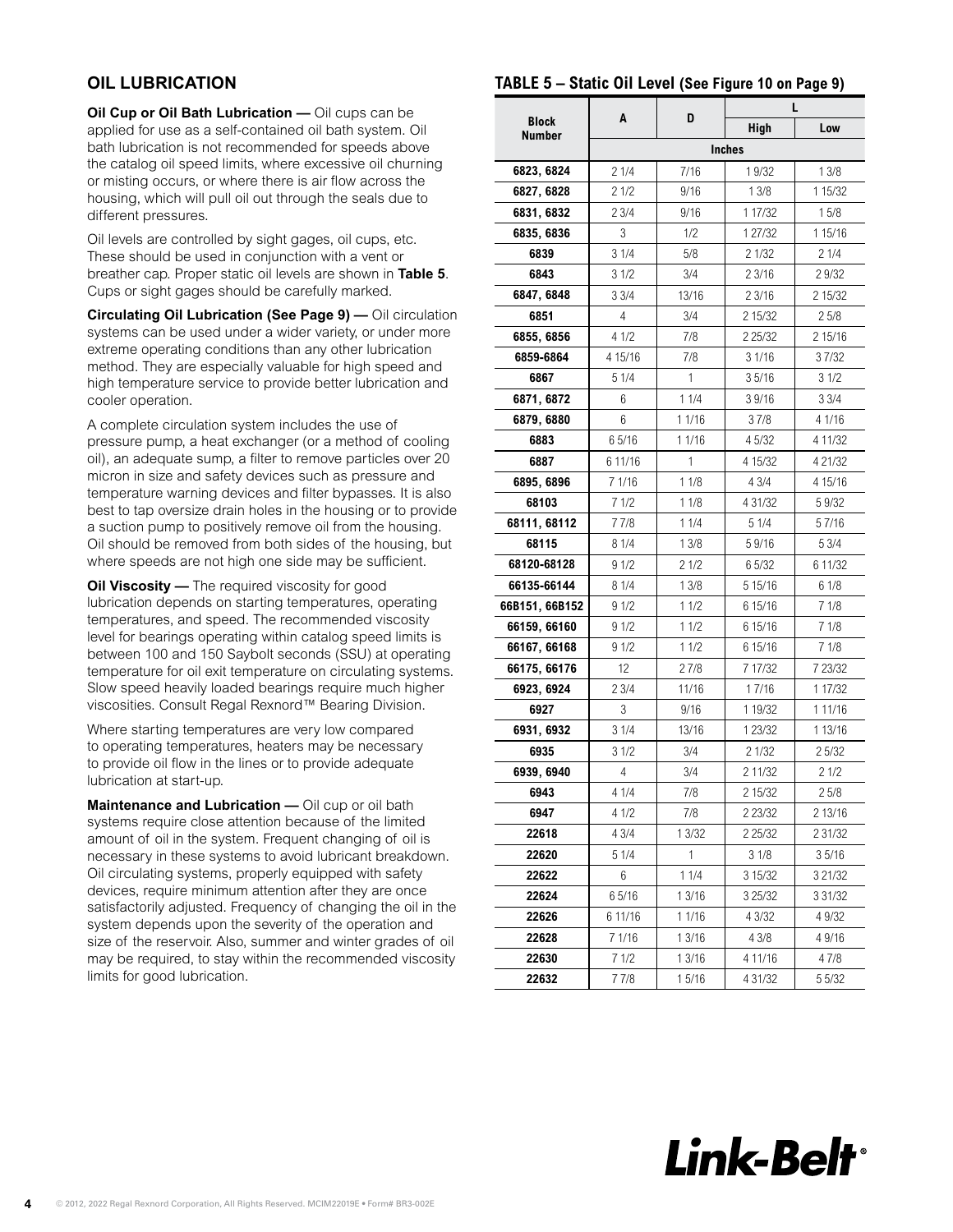## OIL LUBRICATION

**Oil Cup or Oil Bath Lubrication —** Oil cups can be applied for use as a self-contained oil bath system. Oil bath lubrication is not recommended for speeds above the catalog oil speed limits, where excessive oil churning or misting occurs, or where there is air flow across the housing, which will pull oil out through the seals due to different pressures.

Oil levels are controlled by sight gages, oil cups, etc. These should be used in conjunction with a vent or breather cap. Proper static oil levels are shown in **Table 5**. Cups or sight gages should be carefully marked.

**Circulating Oil Lubrication (See Page 9) —** Oil circulation systems can be used under a wider variety, or under more extreme operating conditions than any other lubrication method. They are especially valuable for high speed and high temperature service to provide better lubrication and cooler operation.

A complete circulation system includes the use of pressure pump, a heat exchanger (or a method of cooling oil), an adequate sump, a filter to remove particles over 20 micron in size and safety devices such as pressure and temperature warning devices and filter bypasses. It is also best to tap oversize drain holes in the housing or to provide a suction pump to positively remove oil from the housing. Oil should be removed from both sides of the housing, but where speeds are not high one side may be sufficient.

**Oil Viscosity —** The required viscosity for good lubrication depends on starting temperatures, operating temperatures, and speed. The recommended viscosity level for bearings operating within catalog speed limits is between 100 and 150 Saybolt seconds (SSU) at operating temperature for oil exit temperature on circulating systems. Slow speed heavily loaded bearings require much higher viscosities. Consult Regal Rexnord™ Bearing Division.

Where starting temperatures are very low compared to operating temperatures, heaters may be necessary to provide oil flow in the lines or to provide adequate lubrication at start-up.

**Maintenance and Lubrication —** Oil cup or oil bath systems require close attention because of the limited amount of oil in the system. Frequent changing of oil is necessary in these systems to avoid lubricant breakdown. Oil circulating systems, properly equipped with safety devices, require minimum attention after they are once satisfactorily adjusted. Frequency of changing the oil in the system depends upon the severity of the operation and size of the reservoir. Also, summer and winter grades of oil may be required, to stay within the recommended viscosity limits for good lubrication.

### TABLE 5 – Static Oil Level (See Figure 10 on Page 9)

| Block Number | A | D | L | |
|---|---|---|---|---|
| | | | High | Low |
| | Inches | | | |
| 6823, 6824 | 2 1/4 | 7/16 | 1 9/32 | 1 3/8 |
| 6827, 6828 | 2 1/2 | 9/16 | 1 3/8 | 1 15/32 |
| 6831, 6832 | 2 3/4 | 9/16 | 1 17/32 | 1 5/8 |
| 6835, 6836 | 3 | 1/2 | 1 27/32 | 1 15/16 |
| 6839 | 3 1/4 | 5/8 | 2 1/32 | 2 1/4 |
| 6843 | 3 1/2 | 3/4 | 2 3/16 | 2 9/32 |
| 6847, 6848 | 3 3/4 | 13/16 | 2 3/16 | 2 15/32 |
| 6851 | 4 | 3/4 | 2 15/32 | 2 5/8 |
| 6855, 6856 | 4 1/2 | 7/8 | 2 25/32 | 2 15/16 |
| 6859-6864 | 4 15/16 | 7/8 | 3 1/16 | 3 7/32 |
| 6867 | 5 1/4 | 1 | 3 5/16 | 3 1/2 |
| 6871, 6872 | 6 | 1 1/4 | 3 9/16 | 3 3/4 |
| 6879, 6880 | 6 | 1 1/16 | 3 7/8 | 4 1/16 |
| 6883 | 6 5/16 | 1 1/16 | 4 5/32 | 4 11/32 |
| 6887 | 6 11/16 | 1 | 4 15/32 | 4 21/32 |
| 6895, 6896 | 7 1/16 | 1 1/8 | 4 3/4 | 4 15/16 |
| 68103 | 7 1/2 | 1 1/8 | 4 31/32 | 5 9/32 |
| 68111, 68112 | 7 7/8 | 1 1/4 | 5 1/4 | 5 7/16 |
| 68115 | 8 1/4 | 1 3/8 | 5 9/16 | 5 3/4 |
| 68120-68128 | 9 1/2 | 2 1/2 | 6 5/32 | 6 11/32 |
| 66135-66144 | 8 1/4 | 1 3/8 | 5 15/16 | 6 1/8 |
| 66B151, 66B152 | 9 1/2 | 1 1/2 | 6 15/16 | 7 1/8 |
| 66159, 66160 | 9 1/2 | 1 1/2 | 6 15/16 | 7 1/8 |
| 66167, 66168 | 9 1/2 | 1 1/2 | 6 15/16 | 7 1/8 |
| 66175, 66176 | 12 | 2 7/8 | 7 17/32 | 7 23/32 |
| 6923, 6924 | 2 3/4 | 11/16 | 1 7/16 | 1 17/32 |
| 6927 | 3 | 9/16 | 1 19/32 | 1 11/16 |
| 6931, 6932 | 3 1/4 | 13/16 | 1 23/32 | 1 13/16 |
| 6935 | 3 1/2 | 3/4 | 2 1/32 | 2 5/32 |
| 6939, 6940 | 4 | 3/4 | 2 11/32 | 2 1/2 |
| 6943 | 4 1/4 | 7/8 | 2 15/32 | 2 5/8 |
| 6947 | 4 1/2 | 7/8 | 2 23/32 | 2 13/16 |
| 22618 | 4 3/4 | 1 3/32 | 2 25/32 | 2 31/32 |
| 22620 | 5 1/4 | 1 | 3 1/8 | 3 5/16 |
| 22622 | 6 | 1 1/4 | 3 15/32 | 3 21/32 |
| 22624 | 6 5/16 | 1 3/16 | 3 25/32 | 3 31/32 |
| 22626 | 6 11/16 | 1 1/16 | 4 3/32 | 4 9/32 |
| 22628 | 7 1/16 | 1 3/16 | 4 3/8 | 4 9/16 |
| 22630 | 7 1/2 | 1 3/16 | 4 11/16 | 4 7/8 |
| 22632 | 7 7/8 | 1 5/16 | 4 31/32 | 5 5/32 |

Link-Belt®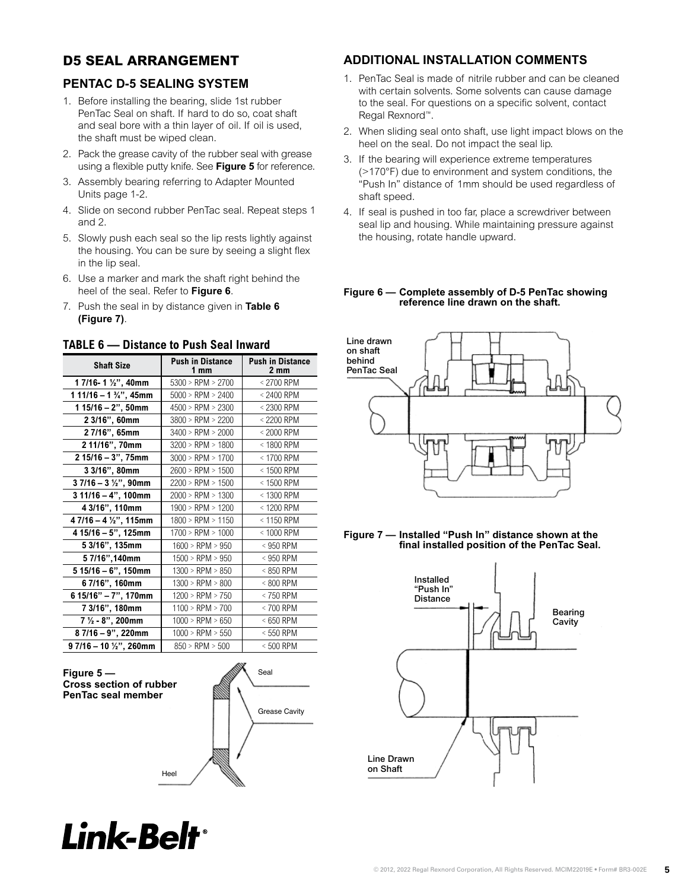## D5 SEAL ARRANGEMENT

### PENTAC D-5 SEALING SYSTEM

1. Before installing the bearing, slide 1st rubber PenTac Seal on shaft. If hard to do so, coat shaft and seal bore with a thin layer of oil. If oil is used, the shaft must be wiped clean.
2. Pack the grease cavity of the rubber seal with grease using a flexible putty knife. See **Figure 5** for reference.
3. Assembly bearing referring to Adapter Mounted Units page 1-2.
4. Slide on second rubber PenTac seal. Repeat steps 1 and 2.
5. Slowly push each seal so the lip rests lightly against the housing. You can be sure by seeing a slight flex in the lip seal.
6. Use a marker and mark the shaft right behind the heel of the seal. Refer to **Figure 6**.
7. Push the seal in by distance given in **Table 6 (Figure 7)**.

### TABLE 6 — Distance to Push Seal Inward

| Shaft Size | Push in Distance 1 mm | Push in Distance 2 mm |
|---|---|---|
| 1 7/16- 1 ½", 40mm | 5300 > RPM > 2700 | < 2700 RPM |
| 1 11/16 – 1 ¾", 45mm | 5000 > RPM > 2400 | < 2400 RPM |
| 1 15/16 – 2", 50mm | 4500 > RPM > 2300 | < 2300 RPM |
| 2 3/16", 60mm | 3800 > RPM > 2200 | < 2200 RPM |
| 2 7/16", 65mm | 3400 > RPM > 2000 | < 2000 RPM |
| 2 11/16", 70mm | 3200 > RPM > 1800 | < 1800 RPM |
| 2 15/16 – 3", 75mm | 3000 > RPM > 1700 | < 1700 RPM |
| 3 3/16", 80mm | 2600 > RPM > 1500 | < 1500 RPM |
| 3 7/16 – 3 ½", 90mm | 2200 > RPM > 1500 | < 1500 RPM |
| 3 11/16 – 4", 100mm | 2000 > RPM > 1300 | < 1300 RPM |
| 4 3/16", 110mm | 1900 > RPM > 1200 | < 1200 RPM |
| 4 7/16 – 4 ½", 115mm | 1800 > RPM > 1150 | < 1150 RPM |
| 4 15/16 – 5", 125mm | 1700 > RPM > 1000 | < 1000 RPM |
| 5 3/16", 135mm | 1600 > RPM > 950 | < 950 RPM |
| 5 7/16",140mm | 1500 > RPM > 950 | < 950 RPM |
| 5 15/16 – 6", 150mm | 1300 > RPM > 850 | < 850 RPM |
| 6 7/16", 160mm | 1300 > RPM > 800 | < 800 RPM |
| 6 15/16" – 7", 170mm | 1200 > RPM > 750 | < 750 RPM |
| 7 3/16", 180mm | 1100 > RPM > 700 | < 700 RPM |
| 7 ½ - 8", 200mm | 1000 > RPM > 650 | < 650 RPM |
| 8 7/16 – 9", 220mm | 1000 > RPM > 550 | < 550 RPM |
| 9 7/16 – 10 ½", 260mm | 850 > RPM > 500 | < 500 RPM |

**Figure 5 — Cross section of rubber PenTac seal member**

Seal

Grease Cavity

Heel

### ADDITIONAL INSTALLATION COMMENTS

1. PenTac Seal is made of nitrile rubber and can be cleaned with certain solvents. Some solvents can cause damage to the seal. For questions on a specific solvent, contact Regal Rexnord™.
2. When sliding seal onto shaft, use light impact blows on the heel on the seal. Do not impact the seal lip.
3. If the bearing will experience extreme temperatures (>170°F) due to environment and system conditions, the "Push In" distance of 1mm should be used regardless of shaft speed.
4. If seal is pushed in too far, place a screwdriver between seal lip and housing. While maintaining pressure against the housing, rotate handle upward.

**Figure 6 — Complete assembly of D-5 PenTac showing reference line drawn on the shaft.**

Line drawn on shaft behind PenTac Seal

**Figure 7 — Installed "Push In" distance shown at the final installed position of the PenTac Seal.**

Installed "Push In" Distance

Bearing Cavity

Line Drawn on Shaft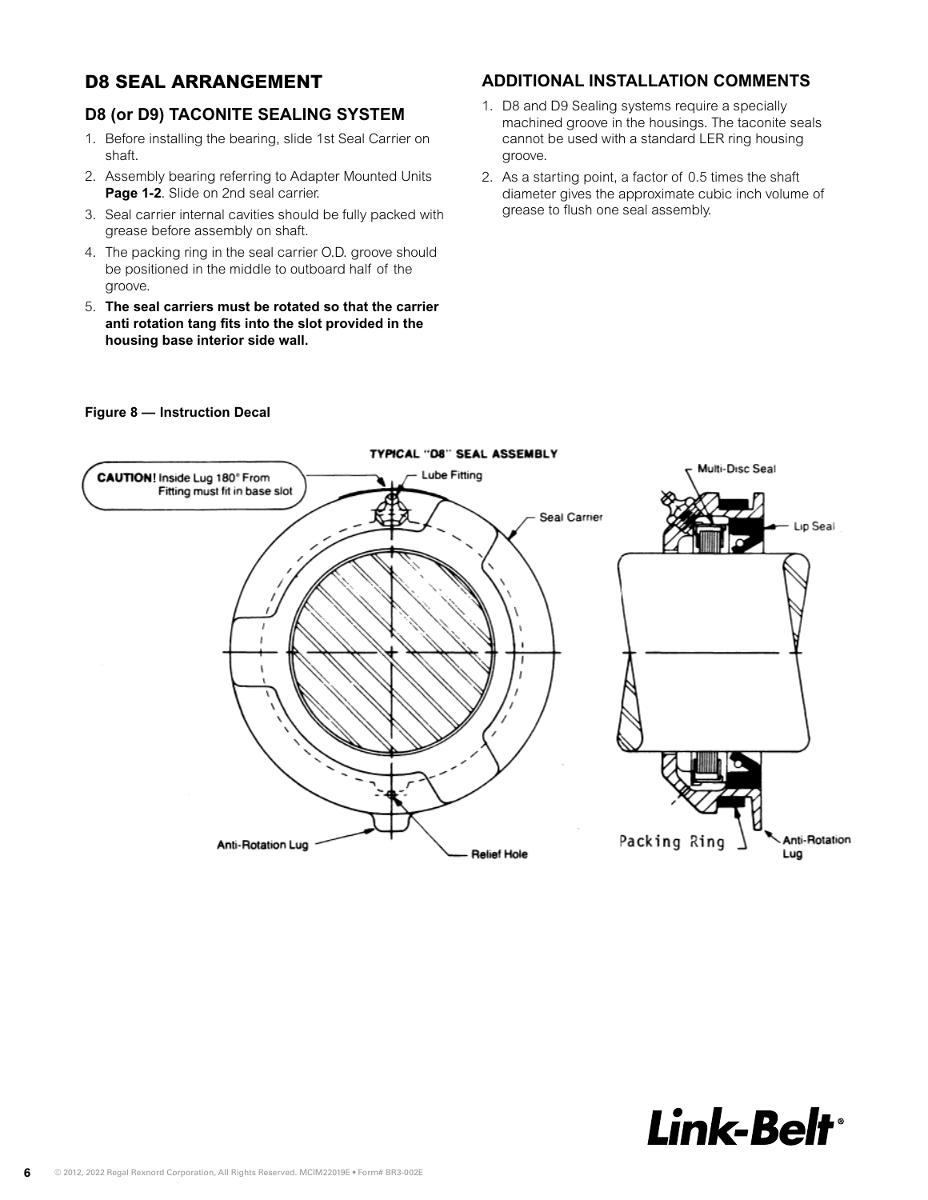## D8 SEAL ARRANGEMENT

### D8 (or D9) TACONITE SEALING SYSTEM

1. Before installing the bearing, slide 1st Seal Carrier on shaft.
2. Assembly bearing referring to Adapter Mounted Units **Page 1-2**. Slide on 2nd seal carrier.
3. Seal carrier internal cavities should be fully packed with grease before assembly on shaft.
4. The packing ring in the seal carrier O.D. groove should be positioned in the middle to outboard half of the groove.
5. **The seal carriers must be rotated so that the carrier anti rotation tang fits into the slot provided in the housing base interior side wall.**

### ADDITIONAL INSTALLATION COMMENTS

1. D8 and D9 Sealing systems require a specially machined groove in the housings. The taconite seals cannot be used with a standard LER ring housing groove.
2. As a starting point, a factor of 0.5 times the shaft diameter gives the approximate cubic inch volume of grease to flush one seal assembly.

**Figure 8 — Instruction Decal**

TYPICAL "D8" SEAL ASSEMBLY

CAUTION! Inside Lug 180° From Fitting must fit in base slot

Lube Fitting

Seal Carrier

Anti-Rotation Lug

Relief Hole

Multi-Disc Seal

Lip Seal

Packing Ring

Anti-Rotation Lug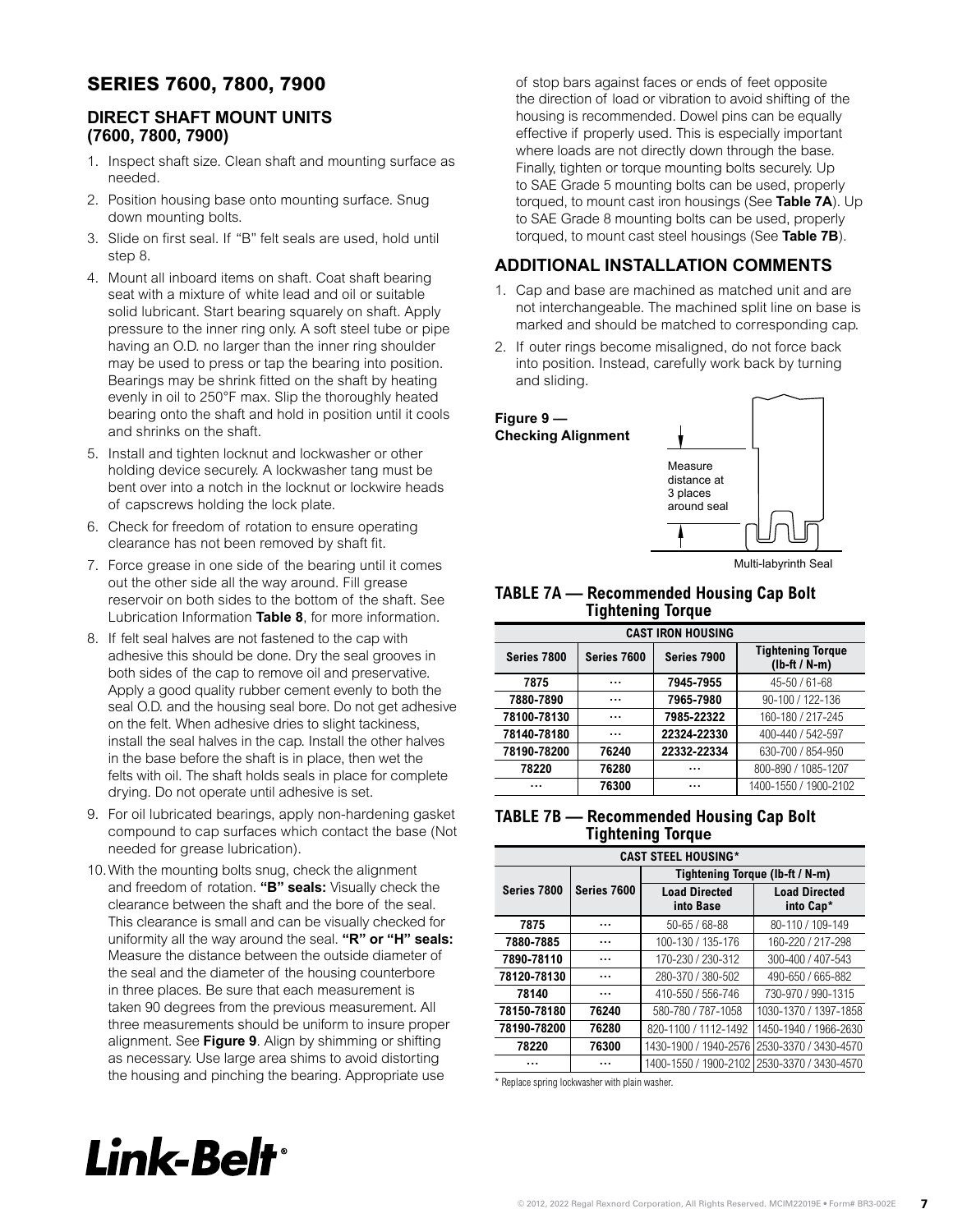## SERIES 7600, 7800, 7900

### DIRECT SHAFT MOUNT UNITS (7600, 7800, 7900)

1. Inspect shaft size. Clean shaft and mounting surface as needed.
2. Position housing base onto mounting surface. Snug down mounting bolts.
3. Slide on first seal. If "B" felt seals are used, hold until step 8.
4. Mount all inboard items on shaft. Coat shaft bearing seat with a mixture of white lead and oil or suitable solid lubricant. Start bearing squarely on shaft. Apply pressure to the inner ring only. A soft steel tube or pipe having an O.D. no larger than the inner ring shoulder may be used to press or tap the bearing into position. Bearings may be shrink fitted on the shaft by heating evenly in oil to 250°F max. Slip the thoroughly heated bearing onto the shaft and hold in position until it cools and shrinks on the shaft.
5. Install and tighten locknut and lockwasher or other holding device securely. A lockwasher tang must be bent over into a notch in the locknut or lockwire heads of capscrews holding the lock plate.
6. Check for freedom of rotation to ensure operating clearance has not been removed by shaft fit.
7. Force grease in one side of the bearing until it comes out the other side all the way around. Fill grease reservoir on both sides to the bottom of the shaft. See Lubrication Information **Table 8**, for more information.
8. If felt seal halves are not fastened to the cap with adhesive this should be done. Dry the seal grooves in both sides of the cap to remove oil and preservative. Apply a good quality rubber cement evenly to both the seal O.D. and the housing seal bore. Do not get adhesive on the felt. When adhesive dries to slight tackiness, install the seal halves in the cap. Install the other halves in the base before the shaft is in place, then wet the felts with oil. The shaft holds seals in place for complete drying. Do not operate until adhesive is set.
9. For oil lubricated bearings, apply non-hardening gasket compound to cap surfaces which contact the base (Not needed for grease lubrication).
10. With the mounting bolts snug, check the alignment and freedom of rotation. **"B" seals:** Visually check the clearance between the shaft and the bore of the seal. This clearance is small and can be visually checked for uniformity all the way around the seal. **"R" or "H" seals:** Measure the distance between the outside diameter of the seal and the diameter of the housing counterbore in three places. Be sure that each measurement is taken 90 degrees from the previous measurement. All three measurements should be uniform to insure proper alignment. See **Figure 9**. Align by shimming or shifting as necessary. Use large area shims to avoid distorting the housing and pinching the bearing. Appropriate use of stop bars against faces or ends of feet opposite the direction of load or vibration to avoid shifting of the housing is recommended. Dowel pins can be equally effective if properly used. This is especially important where loads are not directly down through the base. Finally, tighten or torque mounting bolts securely. Up to SAE Grade 5 mounting bolts can be used, properly torqued, to mount cast iron housings (See **Table 7A**). Up to SAE Grade 8 mounting bolts can be used, properly torqued, to mount cast steel housings (See **Table 7B**).

### ADDITIONAL INSTALLATION COMMENTS

1. Cap and base are machined as matched unit and are not interchangeable. The machined split line on base is marked and should be matched to corresponding cap.
2. If outer rings become misaligned, do not force back into position. Instead, carefully work back by turning and sliding.

**Figure 9 — Checking Alignment**

Measure distance at 3 places around seal

Multi-labyrinth Seal

### TABLE 7A — Recommended Housing Cap Bolt Tightening Torque

| CAST IRON HOUSING | | | |
|---|---|---|---|
| **Series 7800** | **Series 7600** | **Series 7900** | **Tightening Torque (lb-ft / N-m)** |
| 7875 | … | 7945-7955 | 45-50 / 61-68 |
| 7880-7890 | … | 7965-7980 | 90-100 / 122-136 |
| 78100-78130 | … | 7985-22322 | 160-180 / 217-245 |
| 78140-78180 | … | 22324-22330 | 400-440 / 542-597 |
| 78190-78200 | 76240 | 22332-22334 | 630-700 / 854-950 |
| 78220 | 76280 | … | 800-890 / 1085-1207 |
| … | 76300 | … | 1400-1550 / 1900-2102 |

### TABLE 7B — Recommended Housing Cap Bolt Tightening Torque

| CAST STEEL HOUSING* | | | |
|---|---|---|---|
| **Series 7800** | **Series 7600** | **Tightening Torque (lb-ft / N-m)** | |
| | | **Load Directed into Base** | **Load Directed into Cap*** |
| 7875 | … | 50-65 / 68-88 | 80-110 / 109-149 |
| 7880-7885 | … | 100-130 / 135-176 | 160-220 / 217-298 |
| 7890-78110 | … | 170-230 / 230-312 | 300-400 / 407-543 |
| 78120-78130 | … | 280-370 / 380-502 | 490-650 / 665-882 |
| 78140 | … | 410-550 / 556-746 | 730-970 / 990-1315 |
| 78150-78180 | 76240 | 580-780 / 787-1058 | 1030-1370 / 1397-1858 |
| 78190-78200 | 76280 | 820-1100 / 1112-1492 | 1450-1940 / 1966-2630 |
| 78220 | 76300 | 1430-1900 / 1940-2576 | 2530-3370 / 3430-4570 |
| … | … | 1400-1550 / 1900-2102 | 2530-3370 / 3430-4570 |

\* Replace spring lockwasher with plain washer.

Link-Belt®

© 2012, 2022 Regal Rexnord Corporation, All Rights Reserved. MCIM22019E • Form# BR3-002E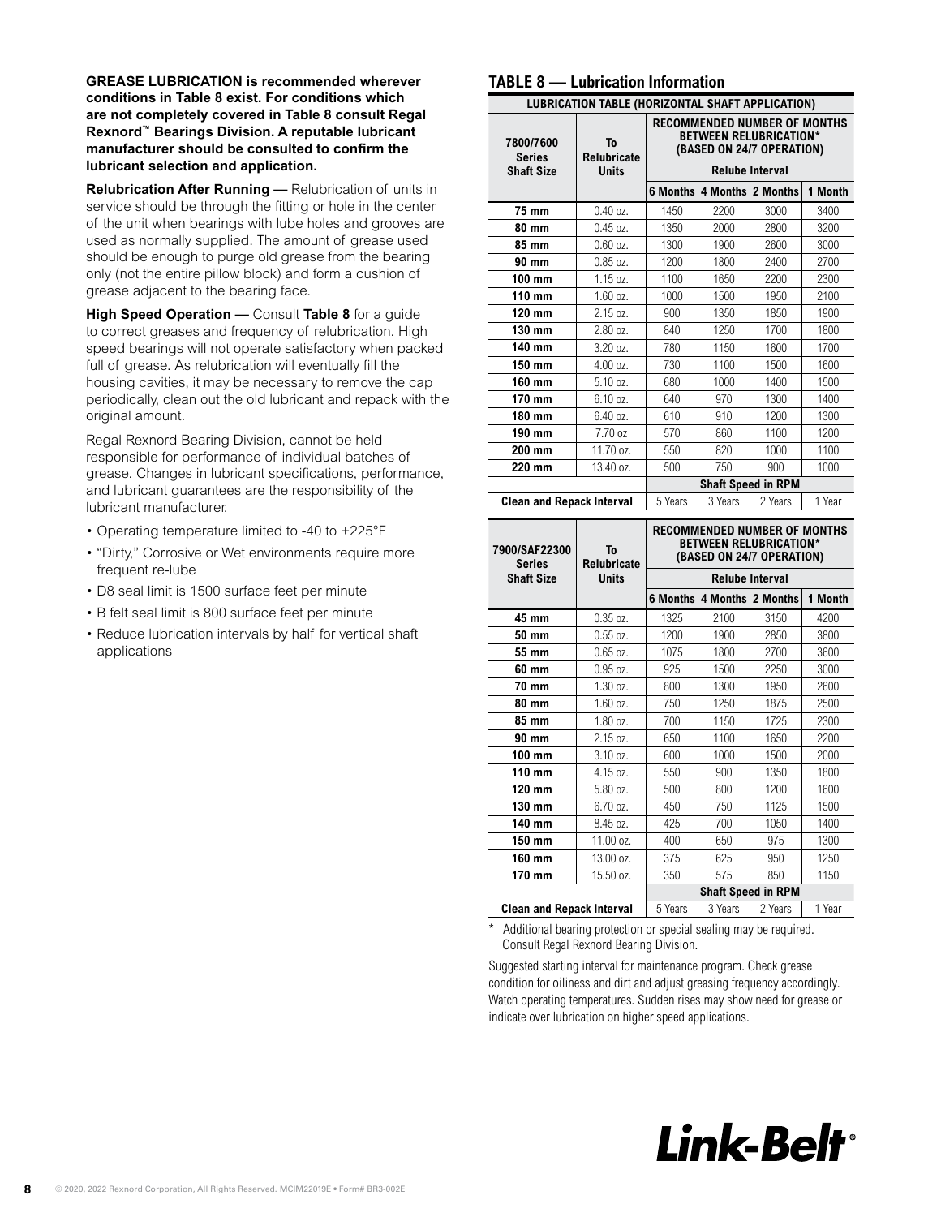**GREASE LUBRICATION is recommended wherever conditions in Table 8 exist. For conditions which are not completely covered in Table 8 consult Regal Rexnord™ Bearings Division. A reputable lubricant manufacturer should be consulted to confirm the lubricant selection and application.**

**Relubrication After Running —** Relubrication of units in service should be through the fitting or hole in the center of the unit when bearings with lube holes and grooves are used as normally supplied. The amount of grease used should be enough to purge old grease from the bearing only (not the entire pillow block) and form a cushion of grease adjacent to the bearing face.

**High Speed Operation —** Consult **Table 8** for a guide to correct greases and frequency of relubrication. High speed bearings will not operate satisfactory when packed full of grease. As relubrication will eventually fill the housing cavities, it may be necessary to remove the cap periodically, clean out the old lubricant and repack with the original amount.

Regal Rexnord Bearing Division, cannot be held responsible for performance of individual batches of grease. Changes in lubricant specifications, performance, and lubricant guarantees are the responsibility of the lubricant manufacturer.

- Operating temperature limited to -40 to +225°F
- "Dirty," Corrosive or Wet environments require more frequent re-lube
- D8 seal limit is 1500 surface feet per minute
- B felt seal limit is 800 surface feet per minute
- Reduce lubrication intervals by half for vertical shaft applications

## TABLE 8 — Lubrication Information

**LUBRICATION TABLE (HORIZONTAL SHAFT APPLICATION)**

| 7800/7600 Series Shaft Size | To Relubricate Units | RECOMMENDED NUMBER OF MONTHS BETWEEN RELUBRICATION* (BASED ON 24/7 OPERATION) | | | |
|---|---|---|---|---|---|
| | | Relube Interval | | | |
| | | 6 Months | 4 Months | 2 Months | 1 Month |
| 75 mm | 0.40 oz. | 1450 | 2200 | 3000 | 3400 |
| 80 mm | 0.45 oz. | 1350 | 2000 | 2800 | 3200 |
| 85 mm | 0.60 oz. | 1300 | 1900 | 2600 | 3000 |
| 90 mm | 0.85 oz. | 1200 | 1800 | 2400 | 2700 |
| 100 mm | 1.15 oz. | 1100 | 1650 | 2200 | 2300 |
| 110 mm | 1.60 oz. | 1000 | 1500 | 1950 | 2100 |
| 120 mm | 2.15 oz. | 900 | 1350 | 1850 | 1900 |
| 130 mm | 2.80 oz. | 840 | 1250 | 1700 | 1800 |
| 140 mm | 3.20 oz. | 780 | 1150 | 1600 | 1700 |
| 150 mm | 4.00 oz. | 730 | 1100 | 1500 | 1600 |
| 160 mm | 5.10 oz. | 680 | 1000 | 1400 | 1500 |
| 170 mm | 6.10 oz. | 640 | 970 | 1300 | 1400 |
| 180 mm | 6.40 oz. | 610 | 910 | 1200 | 1300 |
| 190 mm | 7.70 oz | 570 | 860 | 1100 | 1200 |
| 200 mm | 11.70 oz. | 550 | 820 | 1000 | 1100 |
| 220 mm | 13.40 oz. | 500 | 750 | 900 | 1000 |
| | | Shaft Speed in RPM | | | |
| Clean and Repack Interval | | 5 Years | 3 Years | 2 Years | 1 Year |

| 7900/SAF22300 Series Shaft Size | To Relubricate Units | RECOMMENDED NUMBER OF MONTHS BETWEEN RELUBRICATION* (BASED ON 24/7 OPERATION) | | | |
|---|---|---|---|---|---|
| | | Relube Interval | | | |
| | | 6 Months | 4 Months | 2 Months | 1 Month |
| 45 mm | 0.35 oz. | 1325 | 2100 | 3150 | 4200 |
| 50 mm | 0.55 oz. | 1200 | 1900 | 2850 | 3800 |
| 55 mm | 0.65 oz. | 1075 | 1800 | 2700 | 3600 |
| 60 mm | 0.95 oz. | 925 | 1500 | 2250 | 3000 |
| 70 mm | 1.30 oz. | 800 | 1300 | 1950 | 2600 |
| 80 mm | 1.60 oz. | 750 | 1250 | 1875 | 2500 |
| 85 mm | 1.80 oz. | 700 | 1150 | 1725 | 2300 |
| 90 mm | 2.15 oz. | 650 | 1100 | 1650 | 2200 |
| 100 mm | 3.10 oz. | 600 | 1000 | 1500 | 2000 |
| 110 mm | 4.15 oz. | 550 | 900 | 1350 | 1800 |
| 120 mm | 5.80 oz. | 500 | 800 | 1200 | 1600 |
| 130 mm | 6.70 oz. | 450 | 750 | 1125 | 1500 |
| 140 mm | 8.45 oz. | 425 | 700 | 1050 | 1400 |
| 150 mm | 11.00 oz. | 400 | 650 | 975 | 1300 |
| 160 mm | 13.00 oz. | 375 | 625 | 950 | 1250 |
| 170 mm | 15.50 oz. | 350 | 575 | 850 | 1150 |
| | | Shaft Speed in RPM | | | |
| Clean and Repack Interval | | 5 Years | 3 Years | 2 Years | 1 Year |

\* Additional bearing protection or special sealing may be required. Consult Regal Rexnord Bearing Division.

Suggested starting interval for maintenance program. Check grease condition for oiliness and dirt and adjust greasing frequency accordingly. Watch operating temperatures. Sudden rises may show need for grease or indicate over lubrication on higher speed applications.

Link-Belt®

© 2020, 2022 Rexnord Corporation, All Rights Reserved. MCIM22019E • Form# BR3-002E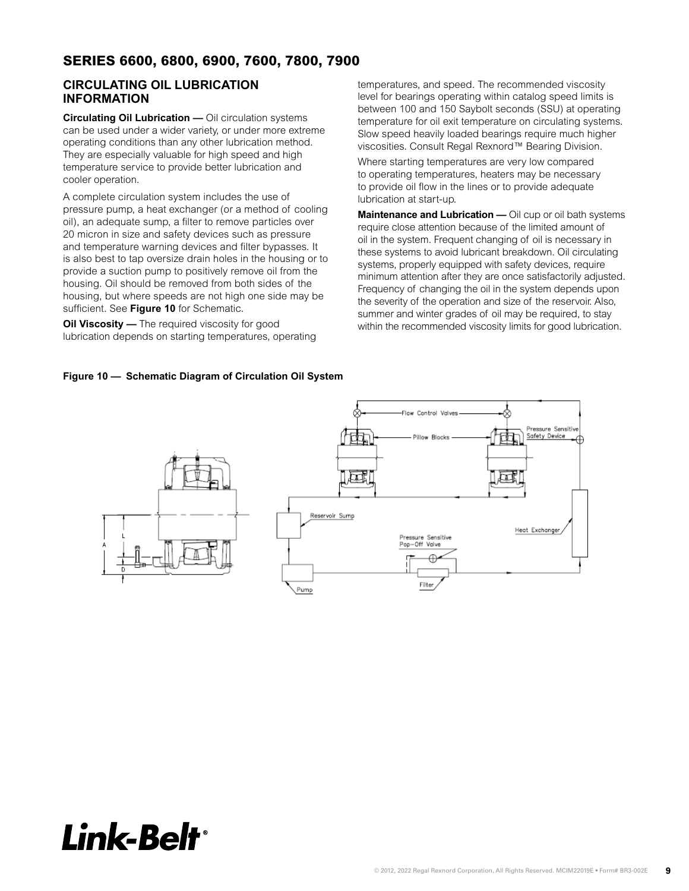## SERIES 6600, 6800, 6900, 7600, 7800, 7900

### CIRCULATING OIL LUBRICATION INFORMATION

**Circulating Oil Lubrication —** Oil circulation systems can be used under a wider variety, or under more extreme operating conditions than any other lubrication method. They are especially valuable for high speed and high temperature service to provide better lubrication and cooler operation.

A complete circulation system includes the use of pressure pump, a heat exchanger (or a method of cooling oil), an adequate sump, a filter to remove particles over 20 micron in size and safety devices such as pressure and temperature warning devices and filter bypasses. It is also best to tap oversize drain holes in the housing or to provide a suction pump to positively remove oil from the housing. Oil should be removed from both sides of the housing, but where speeds are not high one side may be sufficient. See **Figure 10** for Schematic.

**Oil Viscosity —** The required viscosity for good lubrication depends on starting temperatures, operating temperatures, and speed. The recommended viscosity level for bearings operating within catalog speed limits is between 100 and 150 Saybolt seconds (SSU) at operating temperature for oil exit temperature on circulating systems. Slow speed heavily loaded bearings require much higher viscosities. Consult Regal Rexnord™ Bearing Division.

Where starting temperatures are very low compared to operating temperatures, heaters may be necessary to provide oil flow in the lines or to provide adequate lubrication at start-up.

**Maintenance and Lubrication —** Oil cup or oil bath systems require close attention because of the limited amount of oil in the system. Frequent changing of oil is necessary in these systems to avoid lubricant breakdown. Oil circulating systems, properly equipped with safety devices, require minimum attention after they are once satisfactorily adjusted. Frequency of changing the oil in the system depends upon the severity of the operation and size of the reservoir. Also, summer and winter grades of oil may be required, to stay within the recommended viscosity limits for good lubrication.

**Figure 10 — Schematic Diagram of Circulation Oil System**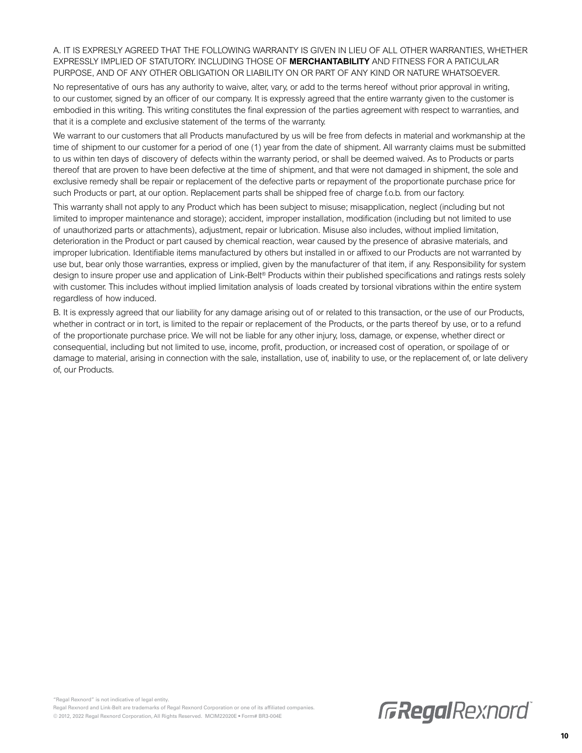A. IT IS EXPRESLY AGREED THAT THE FOLLOWING WARRANTY IS GIVEN IN LIEU OF ALL OTHER WARRANTIES, WHETHER EXPRESSLY IMPLIED OF STATUTORY. INCLUDING THOSE OF **MERCHANTABILITY** AND FITNESS FOR A PATICULAR PURPOSE, AND OF ANY OTHER OBLIGATION OR LIABILITY ON OR PART OF ANY KIND OR NATURE WHATSOEVER.

No representative of ours has any authority to waive, alter, vary, or add to the terms hereof without prior approval in writing, to our customer, signed by an officer of our company. It is expressly agreed that the entire warranty given to the customer is embodied in this writing. This writing constitutes the final expression of the parties agreement with respect to warranties, and that it is a complete and exclusive statement of the terms of the warranty.

We warrant to our customers that all Products manufactured by us will be free from defects in material and workmanship at the time of shipment to our customer for a period of one (1) year from the date of shipment. All warranty claims must be submitted to us within ten days of discovery of defects within the warranty period, or shall be deemed waived. As to Products or parts thereof that are proven to have been defective at the time of shipment, and that were not damaged in shipment, the sole and exclusive remedy shall be repair or replacement of the defective parts or repayment of the proportionate purchase price for such Products or part, at our option. Replacement parts shall be shipped free of charge f.o.b. from our factory.

This warranty shall not apply to any Product which has been subject to misuse; misapplication, neglect (including but not limited to improper maintenance and storage); accident, improper installation, modification (including but not limited to use of unauthorized parts or attachments), adjustment, repair or lubrication. Misuse also includes, without implied limitation, deterioration in the Product or part caused by chemical reaction, wear caused by the presence of abrasive materials, and improper lubrication. Identifiable items manufactured by others but installed in or affixed to our Products are not warranted by use but, bear only those warranties, express or implied, given by the manufacturer of that item, if any. Responsibility for system design to insure proper use and application of Link-Belt® Products within their published specifications and ratings rests solely with customer. This includes without implied limitation analysis of loads created by torsional vibrations within the entire system regardless of how induced.

B. It is expressly agreed that our liability for any damage arising out of or related to this transaction, or the use of our Products, whether in contract or in tort, is limited to the repair or replacement of the Products, or the parts thereof by use, or to a refund of the proportionate purchase price. We will not be liable for any other injury, loss, damage, or expense, whether direct or consequential, including but not limited to use, income, profit, production, or increased cost of operation, or spoilage of or damage to material, arising in connection with the sale, installation, use of, inability to use, or the replacement of, or late delivery of, our Products.

"Regal Rexnord" is not indicative of legal entity.
Regal Rexnord and Link-Belt are trademarks of Regal Rexnord Corporation or one of its affiliated companies.
© 2012, 2022 Regal Rexnord Corporation, All Rights Reserved. MCIM22020E • Form# BR3-004E

RegalRexnord™